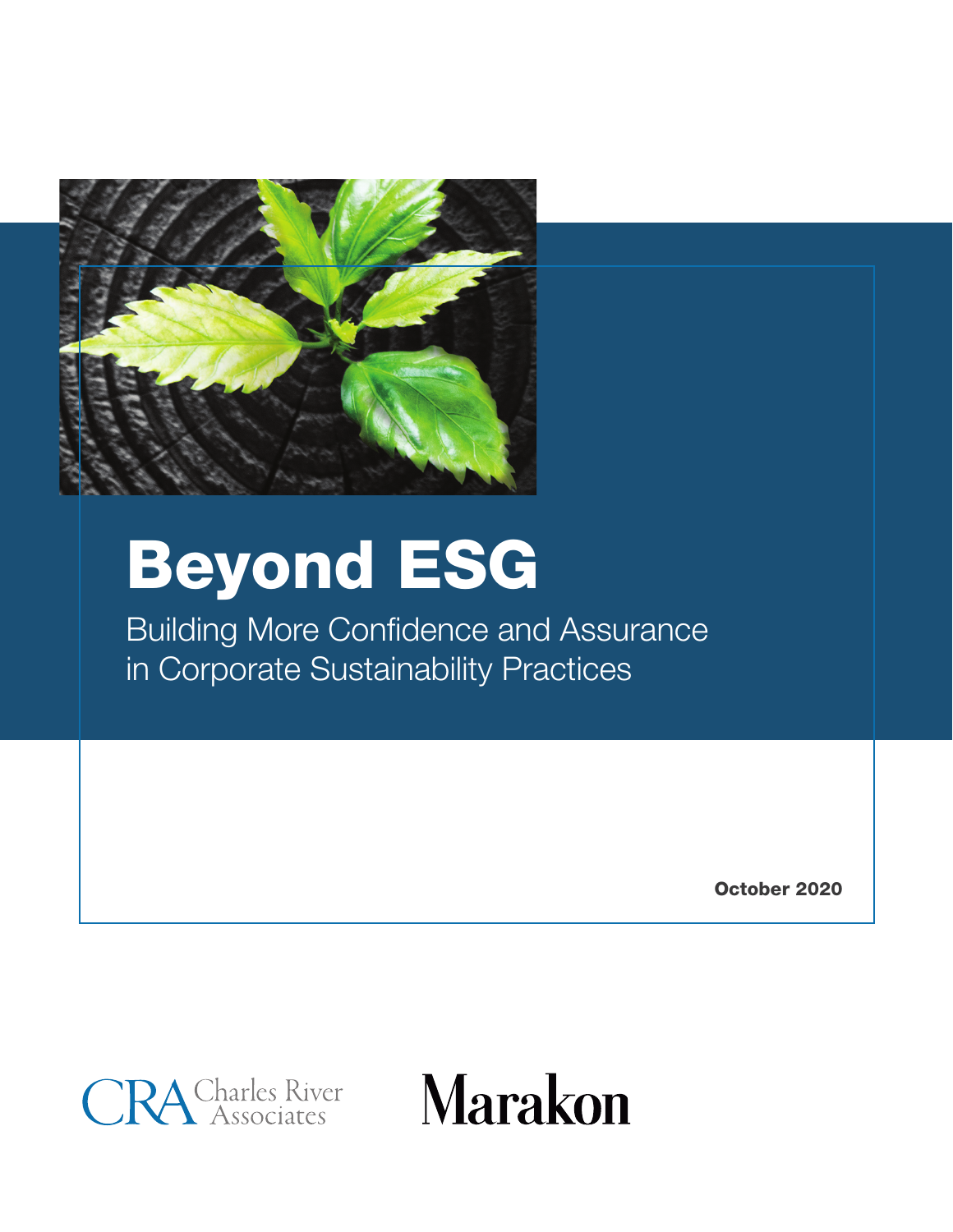# Beyond ESG

Building More Confidence and Assurance in Corporate Sustainability Practices

**October 2020**

CRA Charles River Associates

Marakon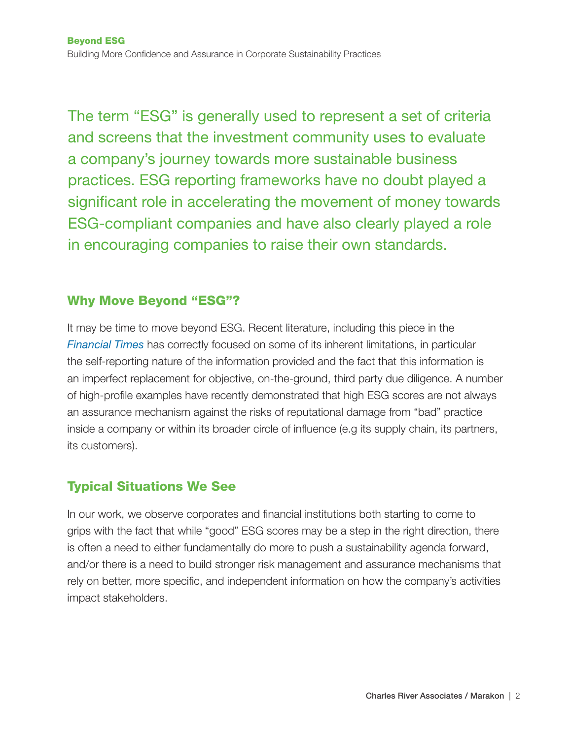The term "ESG" is generally used to represent a set of criteria and screens that the investment community uses to evaluate a company's journey towards more sustainable business practices. ESG reporting frameworks have no doubt played a significant role in accelerating the movement of money towards ESG-compliant companies and have also clearly played a role in encouraging companies to raise their own standards.

## Why Move Beyond "ESG"?

It may be time to move beyond ESG. Recent literature, including this piece in the *Financial Times* has correctly focused on some of its inherent limitations, in particular the self-reporting nature of the information provided and the fact that this information is an imperfect replacement for objective, on-the-ground, third party due diligence. A number of high-profile examples have recently demonstrated that high ESG scores are not always an assurance mechanism against the risks of reputational damage from "bad" practice inside a company or within its broader circle of influence (e.g its supply chain, its partners, its customers).

## Typical Situations We See

In our work, we observe corporates and financial institutions both starting to come to grips with the fact that while "good" ESG scores may be a step in the right direction, there is often a need to either fundamentally do more to push a sustainability agenda forward, and/or there is a need to build stronger risk management and assurance mechanisms that rely on better, more specific, and independent information on how the company's activities impact stakeholders.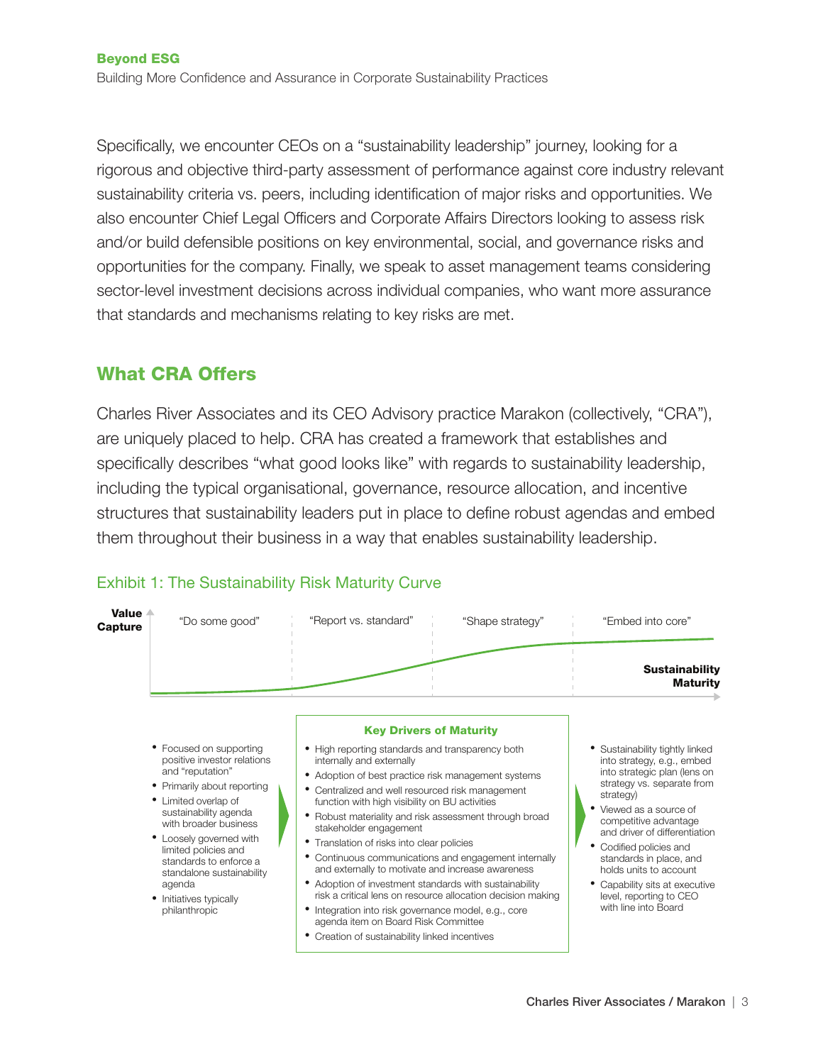Specifically, we encounter CEOs on a "sustainability leadership" journey, looking for a rigorous and objective third-party assessment of performance against core industry relevant sustainability criteria vs. peers, including identification of major risks and opportunities. We also encounter Chief Legal Officers and Corporate Affairs Directors looking to assess risk and/or build defensible positions on key environmental, social, and governance risks and opportunities for the company. Finally, we speak to asset management teams considering sector-level investment decisions across individual companies, who want more assurance that standards and mechanisms relating to key risks are met.

## What CRA Offers

Charles River Associates and its CEO Advisory practice Marakon (collectively, "CRA"), are uniquely placed to help. CRA has created a framework that establishes and specifically describes "what good looks like" with regards to sustainability leadership, including the typical organisational, governance, resource allocation, and incentive structures that sustainability leaders put in place to define robust agendas and embed them throughout their business in a way that enables sustainability leadership.

### Exhibit 1: The Sustainability Risk Maturity Curve

Value Capture

"Do some good" | "Report vs. standard" | "Shape strategy" | "Embed into core"

Sustainability Maturity

- Focused on supporting positive investor relations and "reputation"
- Primarily about reporting
- Limited overlap of sustainability agenda with broader business
- Loosely governed with limited policies and standards to enforce a standalone sustainability agenda
- Initiatives typically philanthropic

**Key Drivers of Maturity**

- High reporting standards and transparency both internally and externally
- Adoption of best practice risk management systems
- Centralized and well resourced risk management function with high visibility on BU activities
- Robust materiality and risk assessment through broad stakeholder engagement
- Translation of risks into clear policies
- Continuous communications and engagement internally and externally to motivate and increase awareness
- Adoption of investment standards with sustainability risk a critical lens on resource allocation decision making
- Integration into risk governance model, e.g., core agenda item on Board Risk Committee
- Creation of sustainability linked incentives

- Sustainability tightly linked into strategy, e.g., embed into strategic plan (lens on strategy vs. separate from strategy)
- Viewed as a source of competitive advantage and driver of differentiation
- Codified policies and standards in place, and holds units to account
- Capability sits at executive level, reporting to CEO with line into Board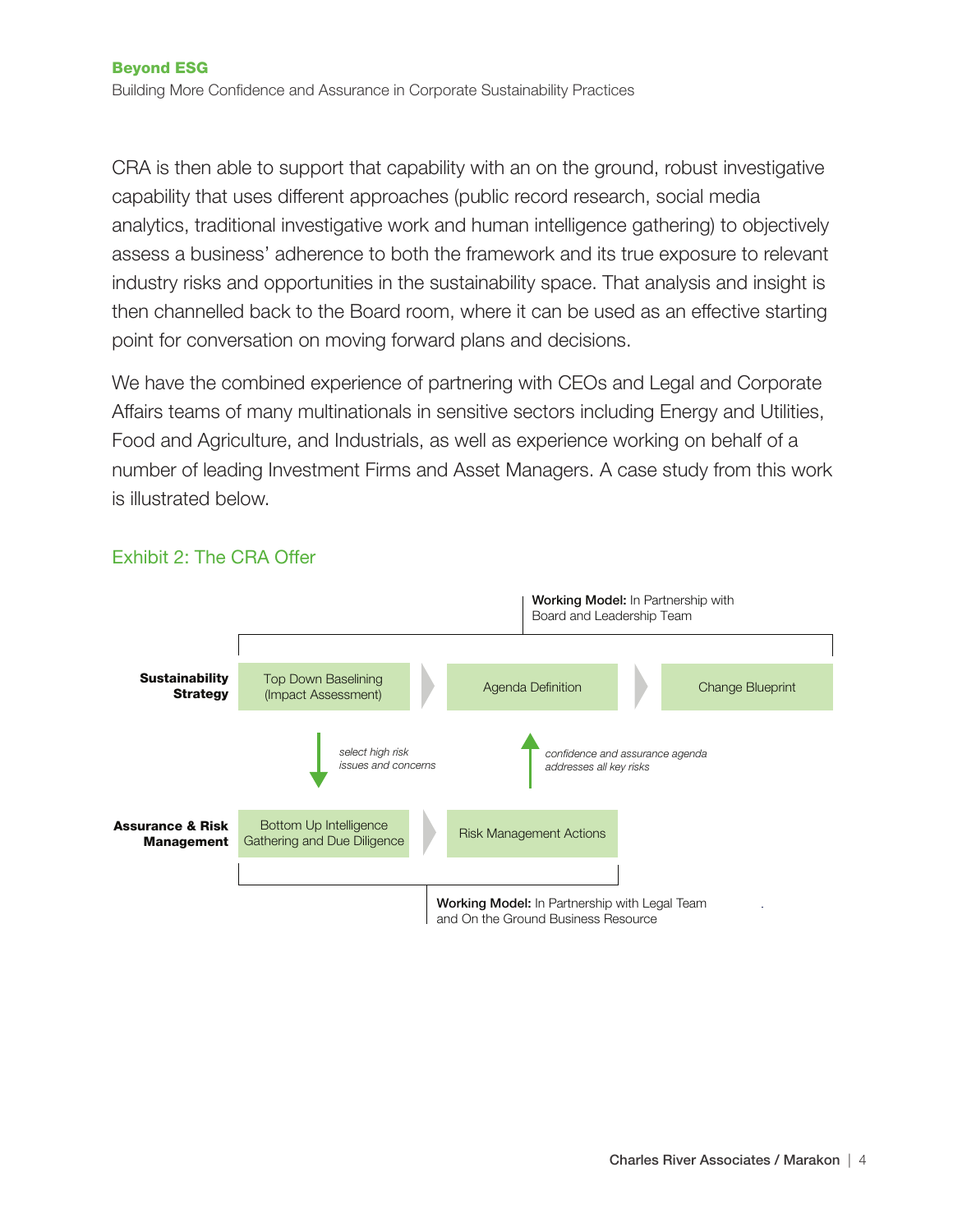CRA is then able to support that capability with an on the ground, robust investigative capability that uses different approaches (public record research, social media analytics, traditional investigative work and human intelligence gathering) to objectively assess a business' adherence to both the framework and its true exposure to relevant industry risks and opportunities in the sustainability space. That analysis and insight is then channelled back to the Board room, where it can be used as an effective starting point for conversation on moving forward plans and decisions.

We have the combined experience of partnering with CEOs and Legal and Corporate Affairs teams of many multinationals in sensitive sectors including Energy and Utilities, Food and Agriculture, and Industrials, as well as experience working on behalf of a number of leading Investment Firms and Asset Managers. A case study from this work is illustrated below.

## Exhibit 2: The CRA Offer

**Working Model:** In Partnership with Board and Leadership Team

**Sustainability Strategy**

- Top Down Baselining (Impact Assessment) → Agenda Definition → Change Blueprint

*select high risk issues and concerns* (Top Down Baselining ↓ Bottom Up Intelligence Gathering)

*confidence and assurance agenda addresses all key risks* (Risk Management Actions ↑ Agenda Definition)

**Assurance & Risk Management**

- Bottom Up Intelligence Gathering and Due Diligence → Risk Management Actions

**Working Model:** In Partnership with Legal Team and On the Ground Business Resource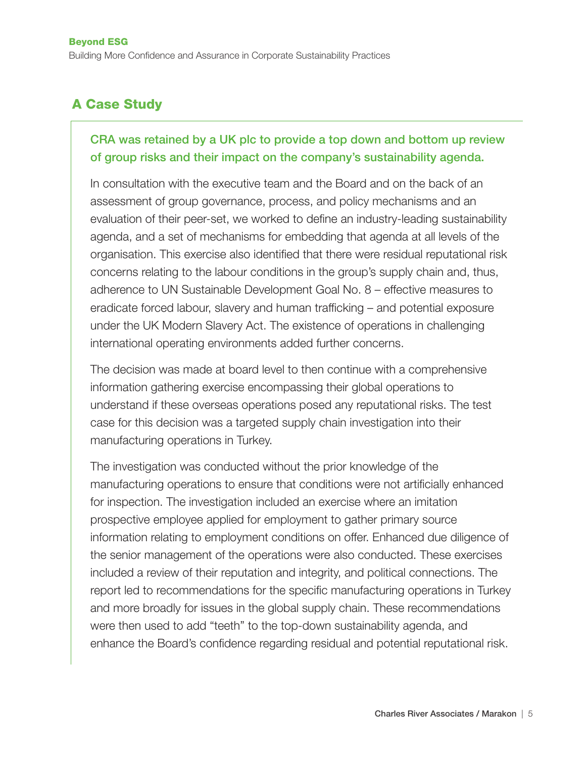## A Case Study

**CRA was retained by a UK plc to provide a top down and bottom up review of group risks and their impact on the company's sustainability agenda.**

In consultation with the executive team and the Board and on the back of an assessment of group governance, process, and policy mechanisms and an evaluation of their peer-set, we worked to define an industry-leading sustainability agenda, and a set of mechanisms for embedding that agenda at all levels of the organisation. This exercise also identified that there were residual reputational risk concerns relating to the labour conditions in the group's supply chain and, thus, adherence to UN Sustainable Development Goal No. 8 – effective measures to eradicate forced labour, slavery and human trafficking – and potential exposure under the UK Modern Slavery Act. The existence of operations in challenging international operating environments added further concerns.

The decision was made at board level to then continue with a comprehensive information gathering exercise encompassing their global operations to understand if these overseas operations posed any reputational risks. The test case for this decision was a targeted supply chain investigation into their manufacturing operations in Turkey.

The investigation was conducted without the prior knowledge of the manufacturing operations to ensure that conditions were not artificially enhanced for inspection. The investigation included an exercise where an imitation prospective employee applied for employment to gather primary source information relating to employment conditions on offer. Enhanced due diligence of the senior management of the operations were also conducted. These exercises included a review of their reputation and integrity, and political connections. The report led to recommendations for the specific manufacturing operations in Turkey and more broadly for issues in the global supply chain. These recommendations were then used to add "teeth" to the top-down sustainability agenda, and enhance the Board's confidence regarding residual and potential reputational risk.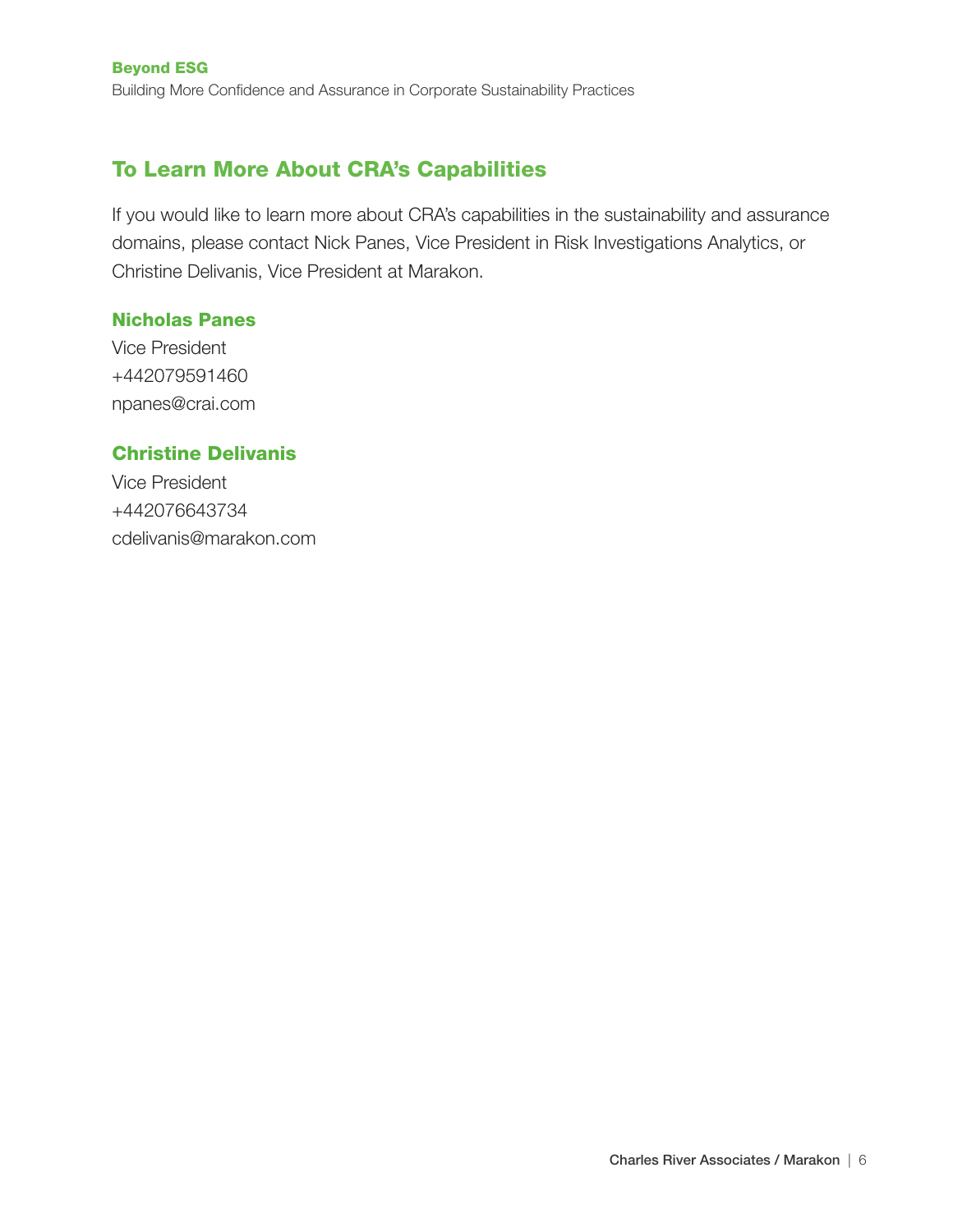## To Learn More About CRA's Capabilities

If you would like to learn more about CRA's capabilities in the sustainability and assurance domains, please contact Nick Panes, Vice President in Risk Investigations Analytics, or Christine Delivanis, Vice President at Marakon.

### Nicholas Panes

Vice President
+442079591460
npanes@crai.com

### Christine Delivanis

Vice President
+442076643734
cdelivanis@marakon.com